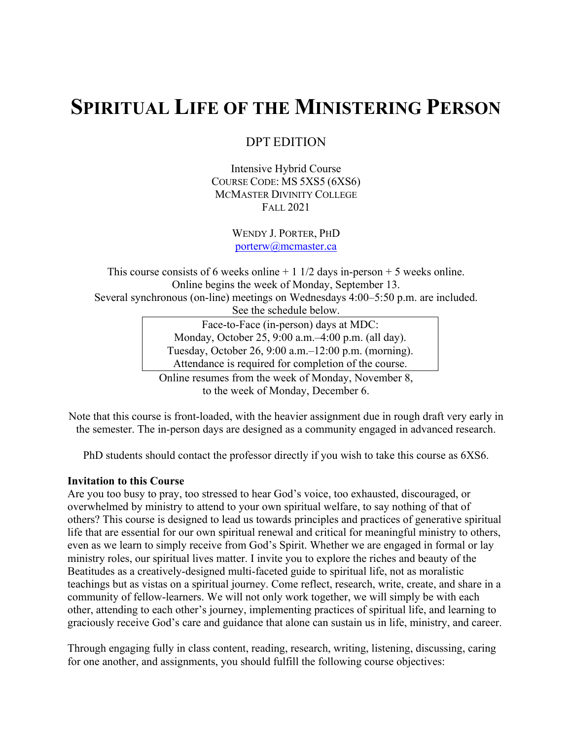# SPIRITUAL LIFE OF THE MINISTERING PERSON

DPT EDITION

Intensive Hybrid Course
COURSE CODE: MS 5XS5 (6XS6)
MCMASTER DIVINITY COLLEGE
FALL 2021

WENDY J. PORTER, PHD
porterw@mcmaster.ca

This course consists of 6 weeks online + 1 1/2 days in-person + 5 weeks online.
Online begins the week of Monday, September 13.
Several synchronous (on-line) meetings on Wednesdays 4:00–5:50 p.m. are included.
See the schedule below.

Face-to-Face (in-person) days at MDC:
Monday, October 25, 9:00 a.m.–4:00 p.m. (all day).
Tuesday, October 26, 9:00 a.m.–12:00 p.m. (morning).
Attendance is required for completion of the course.

Online resumes from the week of Monday, November 8,
to the week of Monday, December 6.

Note that this course is front-loaded, with the heavier assignment due in rough draft very early in the semester. The in-person days are designed as a community engaged in advanced research.

PhD students should contact the professor directly if you wish to take this course as 6XS6.

**Invitation to this Course**

Are you too busy to pray, too stressed to hear God's voice, too exhausted, discouraged, or overwhelmed by ministry to attend to your own spiritual welfare, to say nothing of that of others? This course is designed to lead us towards principles and practices of generative spiritual life that are essential for our own spiritual renewal and critical for meaningful ministry to others, even as we learn to simply receive from God's Spirit. Whether we are engaged in formal or lay ministry roles, our spiritual lives matter. I invite you to explore the riches and beauty of the Beatitudes as a creatively-designed multi-faceted guide to spiritual life, not as moralistic teachings but as vistas on a spiritual journey. Come reflect, research, write, create, and share in a community of fellow-learners. We will not only work together, we will simply be with each other, attending to each other's journey, implementing practices of spiritual life, and learning to graciously receive God's care and guidance that alone can sustain us in life, ministry, and career.

Through engaging fully in class content, reading, research, writing, listening, discussing, caring for one another, and assignments, you should fulfill the following course objectives: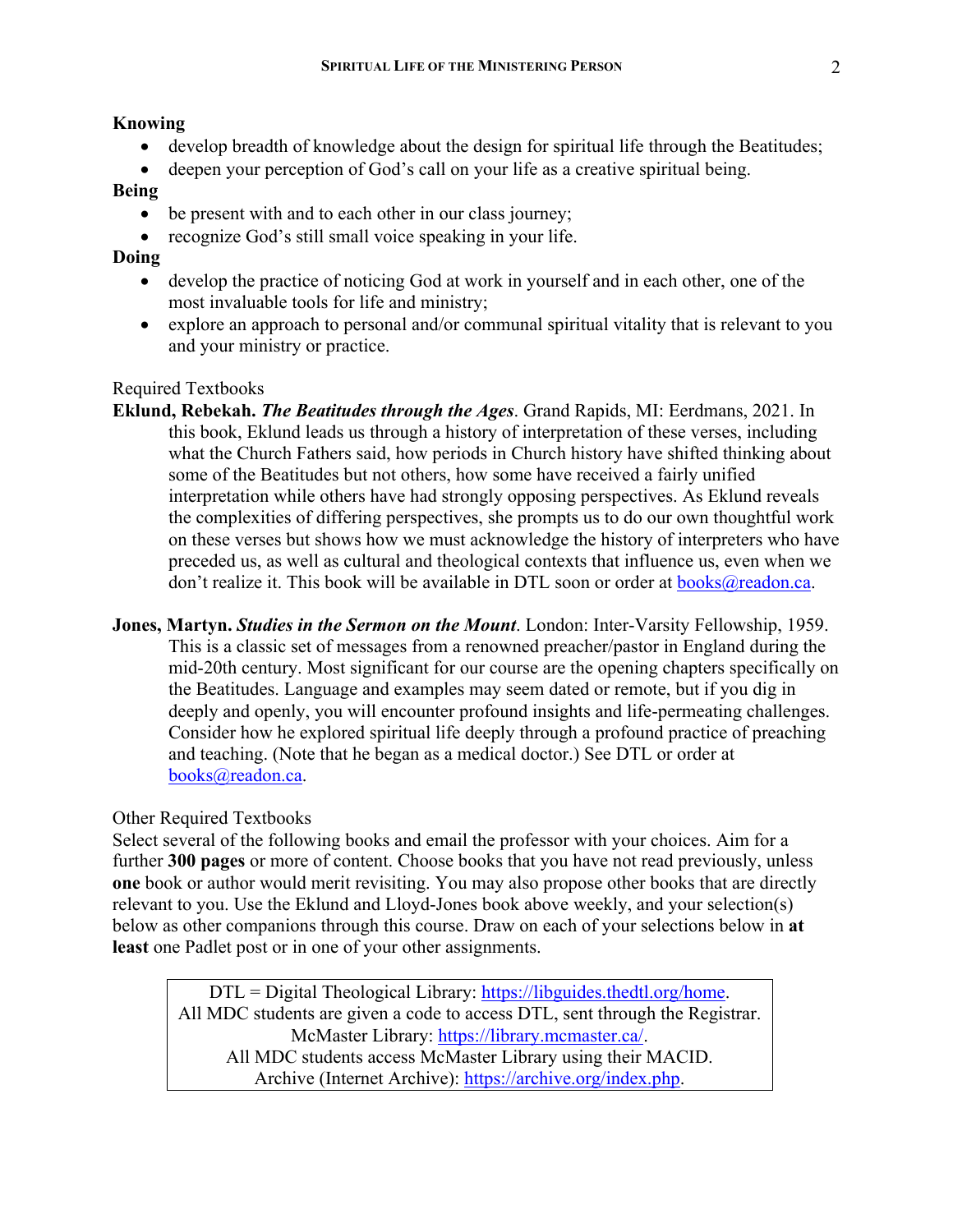**Knowing**

- develop breadth of knowledge about the design for spiritual life through the Beatitudes;
- deepen your perception of God's call on your life as a creative spiritual being.

**Being**

- be present with and to each other in our class journey;
- recognize God's still small voice speaking in your life.

**Doing**

- develop the practice of noticing God at work in yourself and in each other, one of the most invaluable tools for life and ministry;
- explore an approach to personal and/or communal spiritual vitality that is relevant to you and your ministry or practice.

Required Textbooks

**Eklund, Rebekah.** ***The Beatitudes through the Ages***. Grand Rapids, MI: Eerdmans, 2021. In this book, Eklund leads us through a history of interpretation of these verses, including what the Church Fathers said, how periods in Church history have shifted thinking about some of the Beatitudes but not others, how some have received a fairly unified interpretation while others have had strongly opposing perspectives. As Eklund reveals the complexities of differing perspectives, she prompts us to do our own thoughtful work on these verses but shows how we must acknowledge the history of interpreters who have preceded us, as well as cultural and theological contexts that influence us, even when we don't realize it. This book will be available in DTL soon or order at books@readon.ca.

**Jones, Martyn.** ***Studies in the Sermon on the Mount***. London: Inter-Varsity Fellowship, 1959. This is a classic set of messages from a renowned preacher/pastor in England during the mid-20th century. Most significant for our course are the opening chapters specifically on the Beatitudes. Language and examples may seem dated or remote, but if you dig in deeply and openly, you will encounter profound insights and life-permeating challenges. Consider how he explored spiritual life deeply through a profound practice of preaching and teaching. (Note that he began as a medical doctor.) See DTL or order at books@readon.ca.

Other Required Textbooks

Select several of the following books and email the professor with your choices. Aim for a further **300 pages** or more of content. Choose books that you have not read previously, unless **one** book or author would merit revisiting. You may also propose other books that are directly relevant to you. Use the Eklund and Lloyd-Jones book above weekly, and your selection(s) below as other companions through this course. Draw on each of your selections below in **at least** one Padlet post or in one of your other assignments.

| DTL = Digital Theological Library: https://libguides.thedtl.org/home. All MDC students are given a code to access DTL, sent through the Registrar. McMaster Library: https://library.mcmaster.ca/. All MDC students access McMaster Library using their MACID. Archive (Internet Archive): https://archive.org/index.php. |
|---|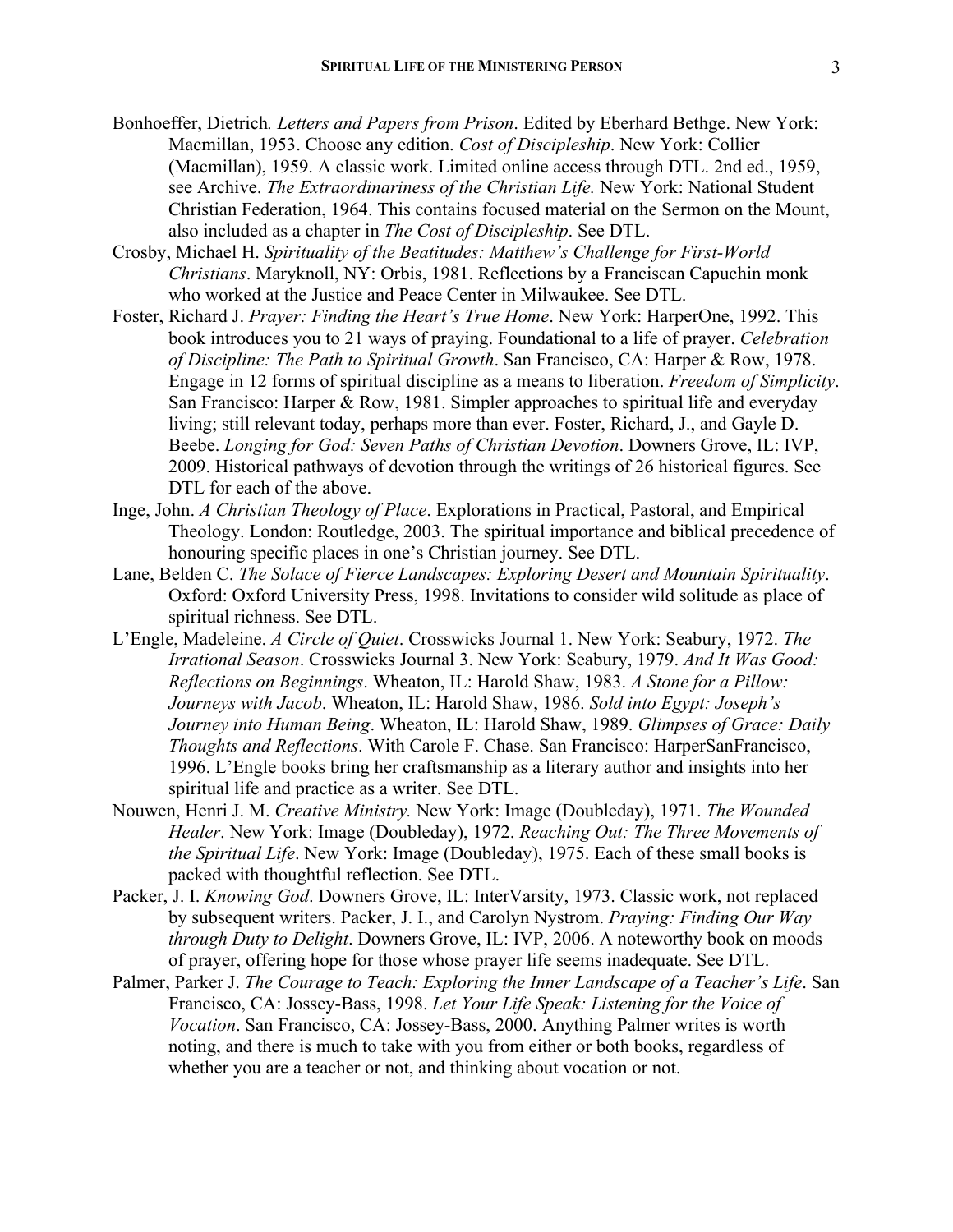Bonhoeffer, Dietrich*. Letters and Papers from Prison*. Edited by Eberhard Bethge. New York: Macmillan, 1953. Choose any edition. *Cost of Discipleship*. New York: Collier (Macmillan), 1959. A classic work. Limited online access through DTL. 2nd ed., 1959, see Archive. *The Extraordinariness of the Christian Life.* New York: National Student Christian Federation, 1964. This contains focused material on the Sermon on the Mount, also included as a chapter in *The Cost of Discipleship*. See DTL.

Crosby, Michael H. *Spirituality of the Beatitudes: Matthew's Challenge for First-World Christians*. Maryknoll, NY: Orbis, 1981. Reflections by a Franciscan Capuchin monk who worked at the Justice and Peace Center in Milwaukee. See DTL.

Foster, Richard J. *Prayer: Finding the Heart's True Home*. New York: HarperOne, 1992. This book introduces you to 21 ways of praying. Foundational to a life of prayer. *Celebration of Discipline: The Path to Spiritual Growth*. San Francisco, CA: Harper & Row, 1978. Engage in 12 forms of spiritual discipline as a means to liberation. *Freedom of Simplicity*. San Francisco: Harper & Row, 1981. Simpler approaches to spiritual life and everyday living; still relevant today, perhaps more than ever. Foster, Richard, J., and Gayle D. Beebe. *Longing for God: Seven Paths of Christian Devotion*. Downers Grove, IL: IVP, 2009. Historical pathways of devotion through the writings of 26 historical figures. See DTL for each of the above.

Inge, John. *A Christian Theology of Place*. Explorations in Practical, Pastoral, and Empirical Theology. London: Routledge, 2003. The spiritual importance and biblical precedence of honouring specific places in one's Christian journey. See DTL.

Lane, Belden C. *The Solace of Fierce Landscapes: Exploring Desert and Mountain Spirituality*. Oxford: Oxford University Press, 1998. Invitations to consider wild solitude as place of spiritual richness. See DTL.

L'Engle, Madeleine. *A Circle of Quiet*. Crosswicks Journal 1. New York: Seabury, 1972. *The Irrational Season*. Crosswicks Journal 3. New York: Seabury, 1979. *And It Was Good: Reflections on Beginnings*. Wheaton, IL: Harold Shaw, 1983. *A Stone for a Pillow: Journeys with Jacob*. Wheaton, IL: Harold Shaw, 1986. *Sold into Egypt: Joseph's Journey into Human Being*. Wheaton, IL: Harold Shaw, 1989. *Glimpses of Grace: Daily Thoughts and Reflections*. With Carole F. Chase. San Francisco: HarperSanFrancisco, 1996. L'Engle books bring her craftsmanship as a literary author and insights into her spiritual life and practice as a writer. See DTL.

Nouwen, Henri J. M. *Creative Ministry.* New York: Image (Doubleday), 1971. *The Wounded Healer*. New York: Image (Doubleday), 1972. *Reaching Out: The Three Movements of the Spiritual Life*. New York: Image (Doubleday), 1975. Each of these small books is packed with thoughtful reflection. See DTL.

Packer, J. I. *Knowing God*. Downers Grove, IL: InterVarsity, 1973. Classic work, not replaced by subsequent writers. Packer, J. I., and Carolyn Nystrom. *Praying: Finding Our Way through Duty to Delight*. Downers Grove, IL: IVP, 2006. A noteworthy book on moods of prayer, offering hope for those whose prayer life seems inadequate. See DTL.

Palmer, Parker J. *The Courage to Teach: Exploring the Inner Landscape of a Teacher's Life*. San Francisco, CA: Jossey-Bass, 1998. *Let Your Life Speak: Listening for the Voice of Vocation*. San Francisco, CA: Jossey-Bass, 2000. Anything Palmer writes is worth noting, and there is much to take with you from either or both books, regardless of whether you are a teacher or not, and thinking about vocation or not.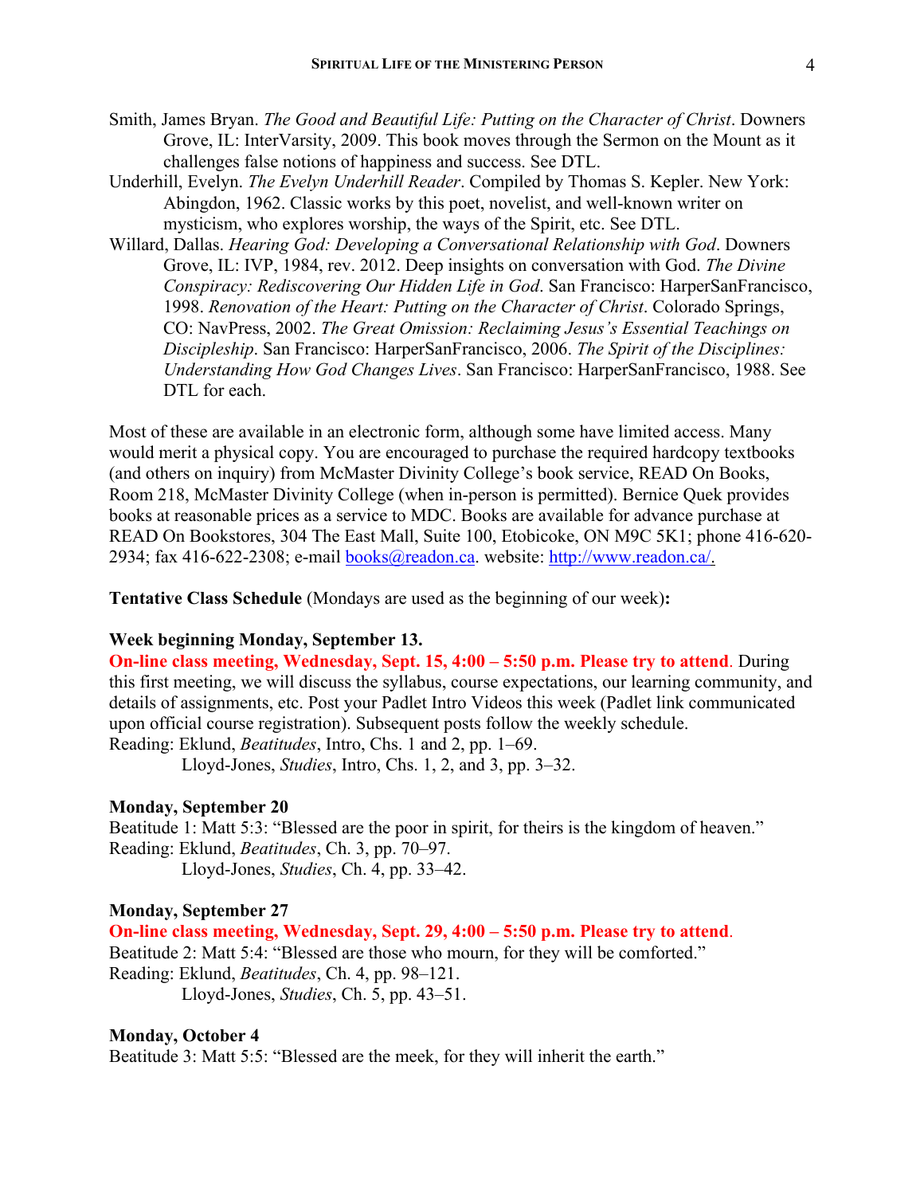Smith, James Bryan. *The Good and Beautiful Life: Putting on the Character of Christ*. Downers Grove, IL: InterVarsity, 2009. This book moves through the Sermon on the Mount as it challenges false notions of happiness and success. See DTL.

Underhill, Evelyn. *The Evelyn Underhill Reader*. Compiled by Thomas S. Kepler. New York: Abingdon, 1962. Classic works by this poet, novelist, and well-known writer on mysticism, who explores worship, the ways of the Spirit, etc. See DTL.

Willard, Dallas. *Hearing God: Developing a Conversational Relationship with God*. Downers Grove, IL: IVP, 1984, rev. 2012. Deep insights on conversation with God. *The Divine Conspiracy: Rediscovering Our Hidden Life in God*. San Francisco: HarperSanFrancisco, 1998. *Renovation of the Heart: Putting on the Character of Christ*. Colorado Springs, CO: NavPress, 2002. *The Great Omission: Reclaiming Jesus's Essential Teachings on Discipleship*. San Francisco: HarperSanFrancisco, 2006. *The Spirit of the Disciplines: Understanding How God Changes Lives*. San Francisco: HarperSanFrancisco, 1988. See DTL for each.

Most of these are available in an electronic form, although some have limited access. Many would merit a physical copy. You are encouraged to purchase the required hardcopy textbooks (and others on inquiry) from McMaster Divinity College's book service, READ On Books, Room 218, McMaster Divinity College (when in-person is permitted). Bernice Quek provides books at reasonable prices as a service to MDC. Books are available for advance purchase at READ On Bookstores, 304 The East Mall, Suite 100, Etobicoke, ON M9C 5K1; phone 416-620-2934; fax 416-622-2308; e-mail books@readon.ca. website: http://www.readon.ca/.

**Tentative Class Schedule** (Mondays are used as the beginning of our week)**:**

**Week beginning Monday, September 13.**

**On-line class meeting, Wednesday, Sept. 15, 4:00 – 5:50 p.m. Please try to attend**. During this first meeting, we will discuss the syllabus, course expectations, our learning community, and details of assignments, etc. Post your Padlet Intro Videos this week (Padlet link communicated upon official course registration). Subsequent posts follow the weekly schedule.

Reading: Eklund, *Beatitudes*, Intro, Chs. 1 and 2, pp. 1–69.
Lloyd-Jones, *Studies*, Intro, Chs. 1, 2, and 3, pp. 3–32.

**Monday, September 20**

Beatitude 1: Matt 5:3: "Blessed are the poor in spirit, for theirs is the kingdom of heaven."
Reading: Eklund, *Beatitudes*, Ch. 3, pp. 70–97.
Lloyd-Jones, *Studies*, Ch. 4, pp. 33–42.

**Monday, September 27**

**On-line class meeting, Wednesday, Sept. 29, 4:00 – 5:50 p.m. Please try to attend**.
Beatitude 2: Matt 5:4: "Blessed are those who mourn, for they will be comforted."
Reading: Eklund, *Beatitudes*, Ch. 4, pp. 98–121.
Lloyd-Jones, *Studies*, Ch. 5, pp. 43–51.

**Monday, October 4**

Beatitude 3: Matt 5:5: "Blessed are the meek, for they will inherit the earth."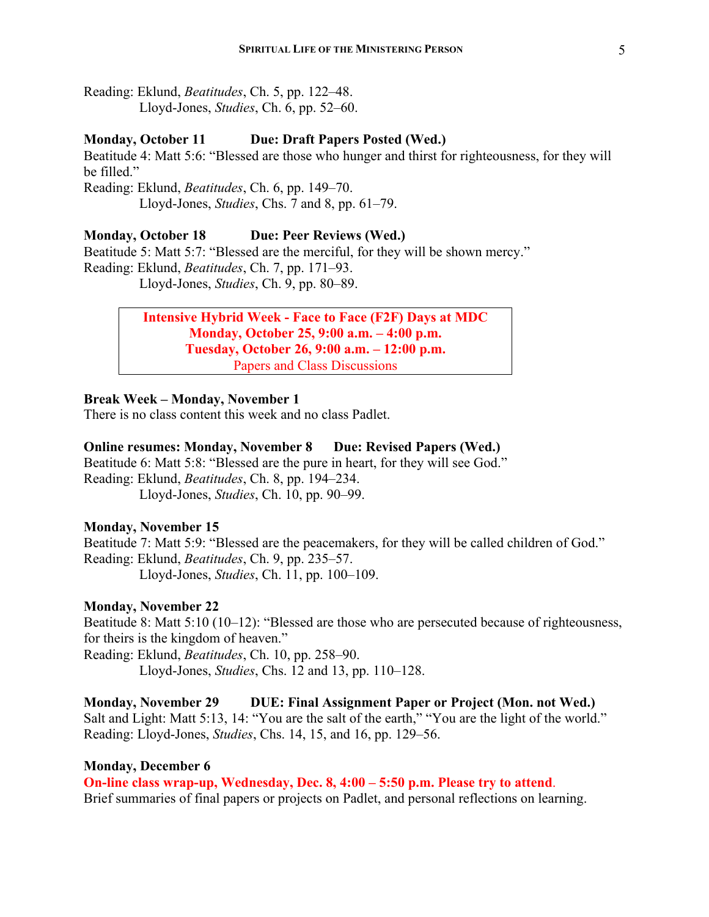Reading: Eklund, *Beatitudes*, Ch. 5, pp. 122–48.
Lloyd-Jones, *Studies*, Ch. 6, pp. 52–60.

**Monday, October 11 Due: Draft Papers Posted (Wed.)**
Beatitude 4: Matt 5:6: "Blessed are those who hunger and thirst for righteousness, for they will be filled."
Reading: Eklund, *Beatitudes*, Ch. 6, pp. 149–70.
Lloyd-Jones, *Studies*, Chs. 7 and 8, pp. 61–79.

**Monday, October 18 Due: Peer Reviews (Wed.)**
Beatitude 5: Matt 5:7: "Blessed are the merciful, for they will be shown mercy."
Reading: Eklund, *Beatitudes*, Ch. 7, pp. 171–93.
Lloyd-Jones, *Studies*, Ch. 9, pp. 80–89.

**Intensive Hybrid Week - Face to Face (F2F) Days at MDC**
**Monday, October 25, 9:00 a.m. – 4:00 p.m.**
**Tuesday, October 26, 9:00 a.m. – 12:00 p.m.**
Papers and Class Discussions

**Break Week – Monday, November 1**
There is no class content this week and no class Padlet.

**Online resumes: Monday, November 8 Due: Revised Papers (Wed.)**
Beatitude 6: Matt 5:8: "Blessed are the pure in heart, for they will see God."
Reading: Eklund, *Beatitudes*, Ch. 8, pp. 194–234.
Lloyd-Jones, *Studies*, Ch. 10, pp. 90–99.

**Monday, November 15**
Beatitude 7: Matt 5:9: "Blessed are the peacemakers, for they will be called children of God."
Reading: Eklund, *Beatitudes*, Ch. 9, pp. 235–57.
Lloyd-Jones, *Studies*, Ch. 11, pp. 100–109.

**Monday, November 22**
Beatitude 8: Matt 5:10 (10–12): "Blessed are those who are persecuted because of righteousness, for theirs is the kingdom of heaven."
Reading: Eklund, *Beatitudes*, Ch. 10, pp. 258–90.
Lloyd-Jones, *Studies*, Chs. 12 and 13, pp. 110–128.

**Monday, November 29 DUE: Final Assignment Paper or Project (Mon. not Wed.)**
Salt and Light: Matt 5:13, 14: "You are the salt of the earth," "You are the light of the world."
Reading: Lloyd-Jones, *Studies*, Chs. 14, 15, and 16, pp. 129–56.

**Monday, December 6**
**On-line class wrap-up, Wednesday, Dec. 8, 4:00 – 5:50 p.m. Please try to attend.**
Brief summaries of final papers or projects on Padlet, and personal reflections on learning.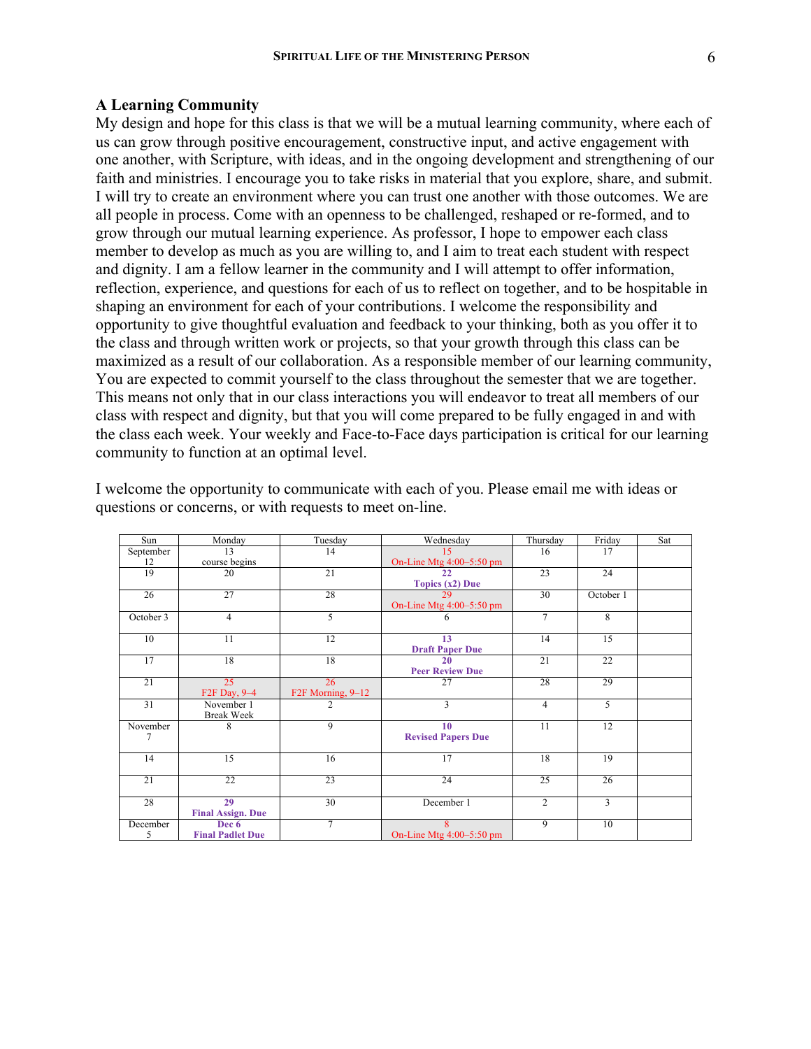## A Learning Community

My design and hope for this class is that we will be a mutual learning community, where each of us can grow through positive encouragement, constructive input, and active engagement with one another, with Scripture, with ideas, and in the ongoing development and strengthening of our faith and ministries. I encourage you to take risks in material that you explore, share, and submit. I will try to create an environment where you can trust one another with those outcomes. We are all people in process. Come with an openness to be challenged, reshaped or re-formed, and to grow through our mutual learning experience. As professor, I hope to empower each class member to develop as much as you are willing to, and I aim to treat each student with respect and dignity. I am a fellow learner in the community and I will attempt to offer information, reflection, experience, and questions for each of us to reflect on together, and to be hospitable in shaping an environment for each of your contributions. I welcome the responsibility and opportunity to give thoughtful evaluation and feedback to your thinking, both as you offer it to the class and through written work or projects, so that your growth through this class can be maximized as a result of our collaboration. As a responsible member of our learning community, You are expected to commit yourself to the class throughout the semester that we are together. This means not only that in our class interactions you will endeavor to treat all members of our class with respect and dignity, but that you will come prepared to be fully engaged in and with the class each week. Your weekly and Face-to-Face days participation is critical for our learning community to function at an optimal level.

I welcome the opportunity to communicate with each of you. Please email me with ideas or questions or concerns, or with requests to meet on-line.

| Sun | Monday | Tuesday | Wednesday | Thursday | Friday | Sat |
|---|---|---|---|---|---|---|
| September 12 | 13 course begins | 14 | 15 On-Line Mtg 4:00–5:50 pm | 16 | 17 | |
| 19 | 20 | 21 | **22 Topics (x2) Due** | 23 | 24 | |
| 26 | 27 | 28 | 29 On-Line Mtg 4:00–5:50 pm | 30 | October 1 | |
| October 3 | 4 | 5 | 6 | 7 | 8 | |
| 10 | 11 | 12 | **13 Draft Paper Due** | 14 | 15 | |
| 17 | 18 | 18 | **20 Peer Review Due** | 21 | 22 | |
| 21 | 25 F2F Day, 9–4 | 26 F2F Morning, 9–12 | 27 | 28 | 29 | |
| 31 | November 1 Break Week | 2 | 3 | 4 | 5 | |
| November 7 | 8 | 9 | **10 Revised Papers Due** | 11 | 12 | |
| 14 | 15 | 16 | 17 | 18 | 19 | |
| 21 | 22 | 23 | 24 | 25 | 26 | |
| 28 | **29 Final Assign. Due** | 30 | December 1 | 2 | 3 | |
| December 5 | **Dec 6 Final Padlet Due** | 7 | 8 On-Line Mtg 4:00–5:50 pm | 9 | 10 | |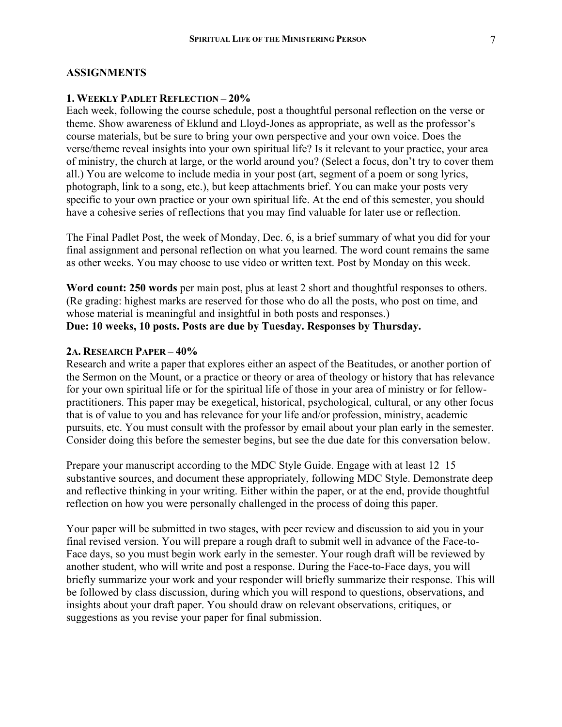## ASSIGNMENTS

### 1. Weekly Padlet Reflection – 20%

Each week, following the course schedule, post a thoughtful personal reflection on the verse or theme. Show awareness of Eklund and Lloyd-Jones as appropriate, as well as the professor's course materials, but be sure to bring your own perspective and your own voice. Does the verse/theme reveal insights into your own spiritual life? Is it relevant to your practice, your area of ministry, the church at large, or the world around you? (Select a focus, don't try to cover them all.) You are welcome to include media in your post (art, segment of a poem or song lyrics, photograph, link to a song, etc.), but keep attachments brief. You can make your posts very specific to your own practice or your own spiritual life. At the end of this semester, you should have a cohesive series of reflections that you may find valuable for later use or reflection.

The Final Padlet Post, the week of Monday, Dec. 6, is a brief summary of what you did for your final assignment and personal reflection on what you learned. The word count remains the same as other weeks. You may choose to use video or written text. Post by Monday on this week.

**Word count: 250 words** per main post, plus at least 2 short and thoughtful responses to others. (Re grading: highest marks are reserved for those who do all the posts, who post on time, and whose material is meaningful and insightful in both posts and responses.)
**Due: 10 weeks, 10 posts. Posts are due by Tuesday. Responses by Thursday.**

### 2a. Research Paper – 40%

Research and write a paper that explores either an aspect of the Beatitudes, or another portion of the Sermon on the Mount, or a practice or theory or area of theology or history that has relevance for your own spiritual life or for the spiritual life of those in your area of ministry or for fellow-practitioners. This paper may be exegetical, historical, psychological, cultural, or any other focus that is of value to you and has relevance for your life and/or profession, ministry, academic pursuits, etc. You must consult with the professor by email about your plan early in the semester. Consider doing this before the semester begins, but see the due date for this conversation below.

Prepare your manuscript according to the MDC Style Guide. Engage with at least 12–15 substantive sources, and document these appropriately, following MDC Style. Demonstrate deep and reflective thinking in your writing. Either within the paper, or at the end, provide thoughtful reflection on how you were personally challenged in the process of doing this paper.

Your paper will be submitted in two stages, with peer review and discussion to aid you in your final revised version. You will prepare a rough draft to submit well in advance of the Face-to-Face days, so you must begin work early in the semester. Your rough draft will be reviewed by another student, who will write and post a response. During the Face-to-Face days, you will briefly summarize your work and your responder will briefly summarize their response. This will be followed by class discussion, during which you will respond to questions, observations, and insights about your draft paper. You should draw on relevant observations, critiques, or suggestions as you revise your paper for final submission.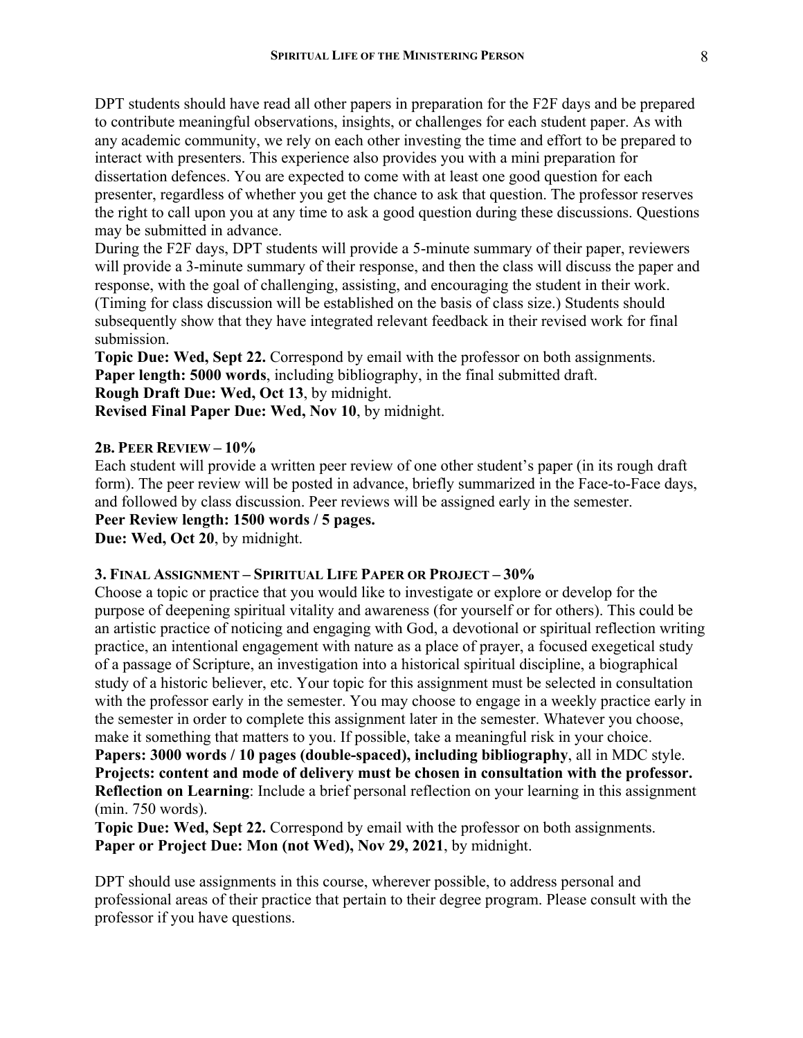DPT students should have read all other papers in preparation for the F2F days and be prepared to contribute meaningful observations, insights, or challenges for each student paper. As with any academic community, we rely on each other investing the time and effort to be prepared to interact with presenters. This experience also provides you with a mini preparation for dissertation defences. You are expected to come with at least one good question for each presenter, regardless of whether you get the chance to ask that question. The professor reserves the right to call upon you at any time to ask a good question during these discussions. Questions may be submitted in advance.

During the F2F days, DPT students will provide a 5-minute summary of their paper, reviewers will provide a 3-minute summary of their response, and then the class will discuss the paper and response, with the goal of challenging, assisting, and encouraging the student in their work. (Timing for class discussion will be established on the basis of class size.) Students should subsequently show that they have integrated relevant feedback in their revised work for final submission.

**Topic Due: Wed, Sept 22.** Correspond by email with the professor on both assignments.
**Paper length: 5000 words**, including bibliography, in the final submitted draft.
**Rough Draft Due: Wed, Oct 13**, by midnight.
**Revised Final Paper Due: Wed, Nov 10**, by midnight.

### 2B. Peer Review – 10%

Each student will provide a written peer review of one other student's paper (in its rough draft form). The peer review will be posted in advance, briefly summarized in the Face-to-Face days, and followed by class discussion. Peer reviews will be assigned early in the semester.
**Peer Review length: 1500 words / 5 pages.**
**Due: Wed, Oct 20**, by midnight.

### 3. Final Assignment – Spiritual Life Paper or Project – 30%

Choose a topic or practice that you would like to investigate or explore or develop for the purpose of deepening spiritual vitality and awareness (for yourself or for others). This could be an artistic practice of noticing and engaging with God, a devotional or spiritual reflection writing practice, an intentional engagement with nature as a place of prayer, a focused exegetical study of a passage of Scripture, an investigation into a historical spiritual discipline, a biographical study of a historic believer, etc. Your topic for this assignment must be selected in consultation with the professor early in the semester. You may choose to engage in a weekly practice early in the semester in order to complete this assignment later in the semester. Whatever you choose, make it something that matters to you. If possible, take a meaningful risk in your choice.
**Papers: 3000 words / 10 pages (double-spaced), including bibliography**, all in MDC style.
**Projects: content and mode of delivery must be chosen in consultation with the professor.**
**Reflection on Learning**: Include a brief personal reflection on your learning in this assignment (min. 750 words).
**Topic Due: Wed, Sept 22.** Correspond by email with the professor on both assignments.
**Paper or Project Due: Mon (not Wed), Nov 29, 2021**, by midnight.

DPT should use assignments in this course, wherever possible, to address personal and professional areas of their practice that pertain to their degree program. Please consult with the professor if you have questions.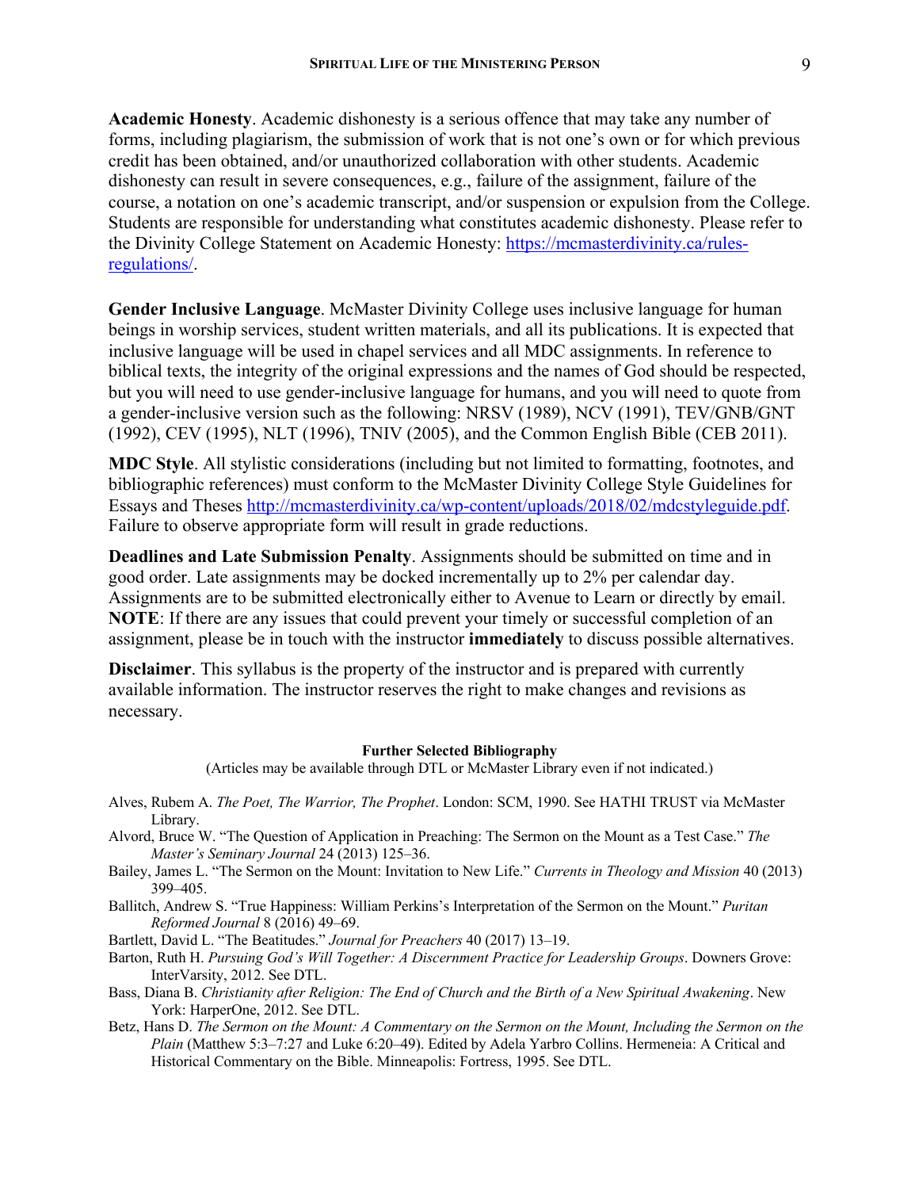**Academic Honesty**. Academic dishonesty is a serious offence that may take any number of forms, including plagiarism, the submission of work that is not one's own or for which previous credit has been obtained, and/or unauthorized collaboration with other students. Academic dishonesty can result in severe consequences, e.g., failure of the assignment, failure of the course, a notation on one's academic transcript, and/or suspension or expulsion from the College. Students are responsible for understanding what constitutes academic dishonesty. Please refer to the Divinity College Statement on Academic Honesty: [https://mcmasterdivinity.ca/rules-regulations/](https://mcmasterdivinity.ca/rules-regulations/).

**Gender Inclusive Language**. McMaster Divinity College uses inclusive language for human beings in worship services, student written materials, and all its publications. It is expected that inclusive language will be used in chapel services and all MDC assignments. In reference to biblical texts, the integrity of the original expressions and the names of God should be respected, but you will need to use gender-inclusive language for humans, and you will need to quote from a gender-inclusive version such as the following: NRSV (1989), NCV (1991), TEV/GNB/GNT (1992), CEV (1995), NLT (1996), TNIV (2005), and the Common English Bible (CEB 2011).

**MDC Style**. All stylistic considerations (including but not limited to formatting, footnotes, and bibliographic references) must conform to the McMaster Divinity College Style Guidelines for Essays and Theses [http://mcmasterdivinity.ca/wp-content/uploads/2018/02/mdcstyleguide.pdf](http://mcmasterdivinity.ca/wp-content/uploads/2018/02/mdcstyleguide.pdf). Failure to observe appropriate form will result in grade reductions.

**Deadlines and Late Submission Penalty**. Assignments should be submitted on time and in good order. Late assignments may be docked incrementally up to 2% per calendar day. Assignments are to be submitted electronically either to Avenue to Learn or directly by email. **NOTE**: If there are any issues that could prevent your timely or successful completion of an assignment, please be in touch with the instructor **immediately** to discuss possible alternatives.

**Disclaimer**. This syllabus is the property of the instructor and is prepared with currently available information. The instructor reserves the right to make changes and revisions as necessary.

### Further Selected Bibliography

(Articles may be available through DTL or McMaster Library even if not indicated.)

Alves, Rubem A. *The Poet, The Warrior, The Prophet*. London: SCM, 1990. See HATHI TRUST via McMaster Library.

Alvord, Bruce W. "The Question of Application in Preaching: The Sermon on the Mount as a Test Case." *The Master's Seminary Journal* 24 (2013) 125–36.

Bailey, James L. "The Sermon on the Mount: Invitation to New Life." *Currents in Theology and Mission* 40 (2013) 399–405.

Ballitch, Andrew S. "True Happiness: William Perkins's Interpretation of the Sermon on the Mount." *Puritan Reformed Journal* 8 (2016) 49–69.

Bartlett, David L. "The Beatitudes." *Journal for Preachers* 40 (2017) 13–19.

Barton, Ruth H. *Pursuing God's Will Together: A Discernment Practice for Leadership Groups*. Downers Grove: InterVarsity, 2012. See DTL.

Bass, Diana B. *Christianity after Religion: The End of Church and the Birth of a New Spiritual Awakening*. New York: HarperOne, 2012. See DTL.

Betz, Hans D. *The Sermon on the Mount: A Commentary on the Sermon on the Mount, Including the Sermon on the Plain* (Matthew 5:3–7:27 and Luke 6:20–49). Edited by Adela Yarbro Collins. Hermeneia: A Critical and Historical Commentary on the Bible. Minneapolis: Fortress, 1995. See DTL.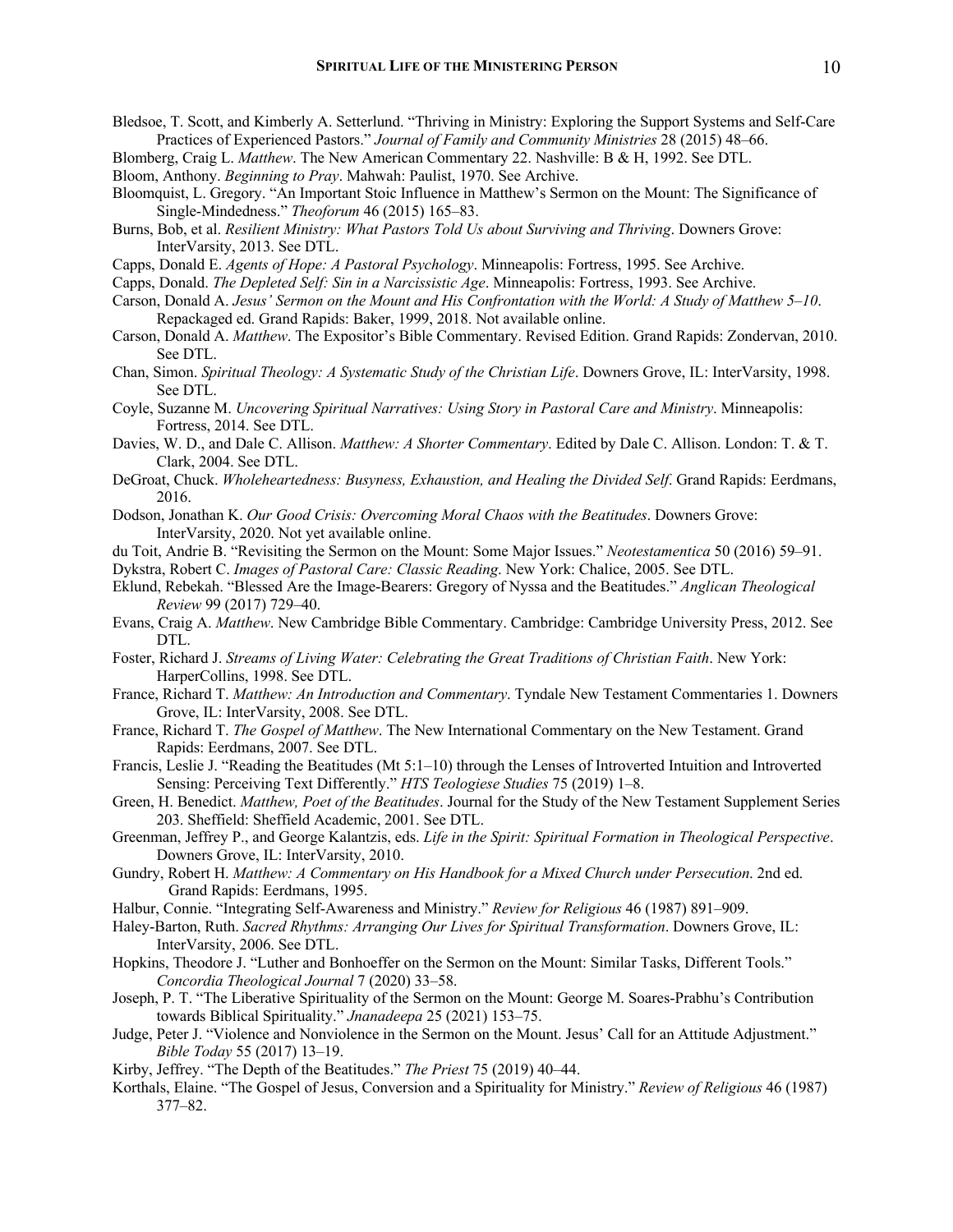Bledsoe, T. Scott, and Kimberly A. Setterlund. "Thriving in Ministry: Exploring the Support Systems and Self-Care Practices of Experienced Pastors." *Journal of Family and Community Ministries* 28 (2015) 48–66.

Blomberg, Craig L. *Matthew*. The New American Commentary 22. Nashville: B & H, 1992. See DTL.

Bloom, Anthony. *Beginning to Pray*. Mahwah: Paulist, 1970. See Archive.

Bloomquist, L. Gregory. "An Important Stoic Influence in Matthew's Sermon on the Mount: The Significance of Single-Mindedness." *Theoforum* 46 (2015) 165–83.

Burns, Bob, et al. *Resilient Ministry: What Pastors Told Us about Surviving and Thriving*. Downers Grove: InterVarsity, 2013. See DTL.

Capps, Donald E. *Agents of Hope: A Pastoral Psychology*. Minneapolis: Fortress, 1995. See Archive.

Capps, Donald. *The Depleted Self: Sin in a Narcissistic Age*. Minneapolis: Fortress, 1993. See Archive.

Carson, Donald A. *Jesus' Sermon on the Mount and His Confrontation with the World: A Study of Matthew 5–10*. Repackaged ed. Grand Rapids: Baker, 1999, 2018. Not available online.

Carson, Donald A. *Matthew*. The Expositor's Bible Commentary. Revised Edition. Grand Rapids: Zondervan, 2010. See DTL.

Chan, Simon. *Spiritual Theology: A Systematic Study of the Christian Life*. Downers Grove, IL: InterVarsity, 1998. See DTL.

Coyle, Suzanne M. *Uncovering Spiritual Narratives: Using Story in Pastoral Care and Ministry*. Minneapolis: Fortress, 2014. See DTL.

Davies, W. D., and Dale C. Allison. *Matthew: A Shorter Commentary*. Edited by Dale C. Allison. London: T. & T. Clark, 2004. See DTL.

DeGroat, Chuck. *Wholeheartedness: Busyness, Exhaustion, and Healing the Divided Self*. Grand Rapids: Eerdmans, 2016.

Dodson, Jonathan K. *Our Good Crisis: Overcoming Moral Chaos with the Beatitudes*. Downers Grove: InterVarsity, 2020. Not yet available online.

du Toit, Andrie B. "Revisiting the Sermon on the Mount: Some Major Issues." *Neotestamentica* 50 (2016) 59–91.

Dykstra, Robert C. *Images of Pastoral Care: Classic Reading*. New York: Chalice, 2005. See DTL.

Eklund, Rebekah. "Blessed Are the Image-Bearers: Gregory of Nyssa and the Beatitudes." *Anglican Theological Review* 99 (2017) 729–40.

Evans, Craig A. *Matthew*. New Cambridge Bible Commentary. Cambridge: Cambridge University Press, 2012. See DTL.

Foster, Richard J. *Streams of Living Water: Celebrating the Great Traditions of Christian Faith*. New York: HarperCollins, 1998. See DTL.

France, Richard T. *Matthew: An Introduction and Commentary*. Tyndale New Testament Commentaries 1. Downers Grove, IL: InterVarsity, 2008. See DTL.

France, Richard T. *The Gospel of Matthew*. The New International Commentary on the New Testament. Grand Rapids: Eerdmans, 2007. See DTL.

Francis, Leslie J. "Reading the Beatitudes (Mt 5:1–10) through the Lenses of Introverted Intuition and Introverted Sensing: Perceiving Text Differently." *HTS Teologiese Studies* 75 (2019) 1–8.

Green, H. Benedict. *Matthew, Poet of the Beatitudes*. Journal for the Study of the New Testament Supplement Series 203. Sheffield: Sheffield Academic, 2001. See DTL.

Greenman, Jeffrey P., and George Kalantzis, eds. *Life in the Spirit: Spiritual Formation in Theological Perspective*. Downers Grove, IL: InterVarsity, 2010.

Gundry, Robert H. *Matthew: A Commentary on His Handbook for a Mixed Church under Persecution*. 2nd ed. Grand Rapids: Eerdmans, 1995.

Halbur, Connie. "Integrating Self-Awareness and Ministry." *Review for Religious* 46 (1987) 891–909.

Haley-Barton, Ruth. *Sacred Rhythms: Arranging Our Lives for Spiritual Transformation*. Downers Grove, IL: InterVarsity, 2006. See DTL.

Hopkins, Theodore J. "Luther and Bonhoeffer on the Sermon on the Mount: Similar Tasks, Different Tools." *Concordia Theological Journal* 7 (2020) 33–58.

Joseph, P. T. "The Liberative Spirituality of the Sermon on the Mount: George M. Soares-Prabhu's Contribution towards Biblical Spirituality." *Jnanadeepa* 25 (2021) 153–75.

Judge, Peter J. "Violence and Nonviolence in the Sermon on the Mount. Jesus' Call for an Attitude Adjustment." *Bible Today* 55 (2017) 13–19.

Kirby, Jeffrey. "The Depth of the Beatitudes." *The Priest* 75 (2019) 40–44.

Korthals, Elaine. "The Gospel of Jesus, Conversion and a Spirituality for Ministry." *Review of Religious* 46 (1987) 377–82.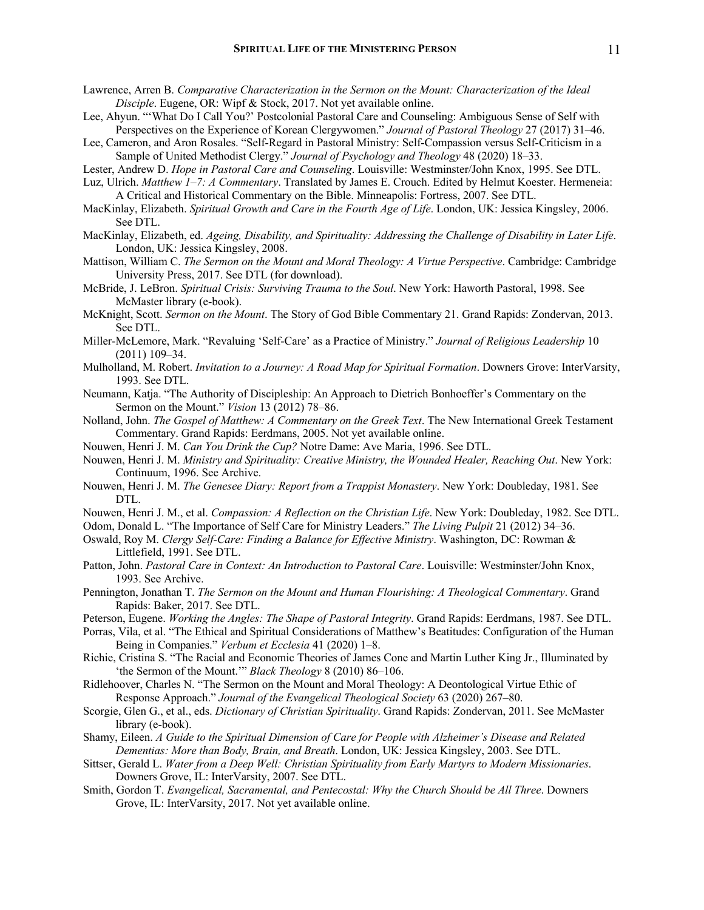Lawrence, Arren B. *Comparative Characterization in the Sermon on the Mount: Characterization of the Ideal Disciple*. Eugene, OR: Wipf & Stock, 2017. Not yet available online.

Lee, Ahyun. "'What Do I Call You?' Postcolonial Pastoral Care and Counseling: Ambiguous Sense of Self with Perspectives on the Experience of Korean Clergywomen." *Journal of Pastoral Theology* 27 (2017) 31–46.

Lee, Cameron, and Aron Rosales. "Self-Regard in Pastoral Ministry: Self-Compassion versus Self-Criticism in a Sample of United Methodist Clergy." *Journal of Psychology and Theology* 48 (2020) 18–33.

Lester, Andrew D. *Hope in Pastoral Care and Counseling*. Louisville: Westminster/John Knox, 1995. See DTL.

Luz, Ulrich. *Matthew 1–7: A Commentary*. Translated by James E. Crouch. Edited by Helmut Koester. Hermeneia: A Critical and Historical Commentary on the Bible. Minneapolis: Fortress, 2007. See DTL.

MacKinlay, Elizabeth. *Spiritual Growth and Care in the Fourth Age of Life*. London, UK: Jessica Kingsley, 2006. See DTL.

MacKinlay, Elizabeth, ed. *Ageing, Disability, and Spirituality: Addressing the Challenge of Disability in Later Life*. London, UK: Jessica Kingsley, 2008.

Mattison, William C. *The Sermon on the Mount and Moral Theology: A Virtue Perspective*. Cambridge: Cambridge University Press, 2017. See DTL (for download).

McBride, J. LeBron. *Spiritual Crisis: Surviving Trauma to the Soul*. New York: Haworth Pastoral, 1998. See McMaster library (e-book).

McKnight, Scott. *Sermon on the Mount*. The Story of God Bible Commentary 21. Grand Rapids: Zondervan, 2013. See DTL.

Miller-McLemore, Mark. "Revaluing 'Self-Care' as a Practice of Ministry." *Journal of Religious Leadership* 10 (2011) 109–34.

Mulholland, M. Robert. *Invitation to a Journey: A Road Map for Spiritual Formation*. Downers Grove: InterVarsity, 1993. See DTL.

Neumann, Katja. "The Authority of Discipleship: An Approach to Dietrich Bonhoeffer's Commentary on the Sermon on the Mount." *Vision* 13 (2012) 78–86.

Nolland, John. *The Gospel of Matthew: A Commentary on the Greek Text*. The New International Greek Testament Commentary. Grand Rapids: Eerdmans, 2005. Not yet available online.

Nouwen, Henri J. M. *Can You Drink the Cup?* Notre Dame: Ave Maria, 1996. See DTL.

Nouwen, Henri J. M. *Ministry and Spirituality: Creative Ministry, the Wounded Healer, Reaching Out*. New York: Continuum, 1996. See Archive.

Nouwen, Henri J. M. *The Genesee Diary: Report from a Trappist Monastery*. New York: Doubleday, 1981. See DTL.

Nouwen, Henri J. M., et al. *Compassion: A Reflection on the Christian Life*. New York: Doubleday, 1982. See DTL.

Odom, Donald L. "The Importance of Self Care for Ministry Leaders." *The Living Pulpit* 21 (2012) 34–36.

Oswald, Roy M. *Clergy Self-Care: Finding a Balance for Effective Ministry*. Washington, DC: Rowman & Littlefield, 1991. See DTL.

Patton, John. *Pastoral Care in Context: An Introduction to Pastoral Care*. Louisville: Westminster/John Knox, 1993. See Archive.

Pennington, Jonathan T. *The Sermon on the Mount and Human Flourishing: A Theological Commentary*. Grand Rapids: Baker, 2017. See DTL.

Peterson, Eugene. *Working the Angles: The Shape of Pastoral Integrity*. Grand Rapids: Eerdmans, 1987. See DTL.

Porras, Vila, et al. "The Ethical and Spiritual Considerations of Matthew's Beatitudes: Configuration of the Human Being in Companies." *Verbum et Ecclesia* 41 (2020) 1–8.

Richie, Cristina S. "The Racial and Economic Theories of James Cone and Martin Luther King Jr., Illuminated by 'the Sermon of the Mount.'" *Black Theology* 8 (2010) 86–106.

Ridlehoover, Charles N. "The Sermon on the Mount and Moral Theology: A Deontological Virtue Ethic of Response Approach." *Journal of the Evangelical Theological Society* 63 (2020) 267–80.

Scorgie, Glen G., et al., eds. *Dictionary of Christian Spirituality*. Grand Rapids: Zondervan, 2011. See McMaster library (e-book).

Shamy, Eileen. *A Guide to the Spiritual Dimension of Care for People with Alzheimer's Disease and Related Dementias: More than Body, Brain, and Breath*. London, UK: Jessica Kingsley, 2003. See DTL.

Sittser, Gerald L. *Water from a Deep Well: Christian Spirituality from Early Martyrs to Modern Missionaries*. Downers Grove, IL: InterVarsity, 2007. See DTL.

Smith, Gordon T. *Evangelical, Sacramental, and Pentecostal: Why the Church Should be All Three*. Downers Grove, IL: InterVarsity, 2017. Not yet available online.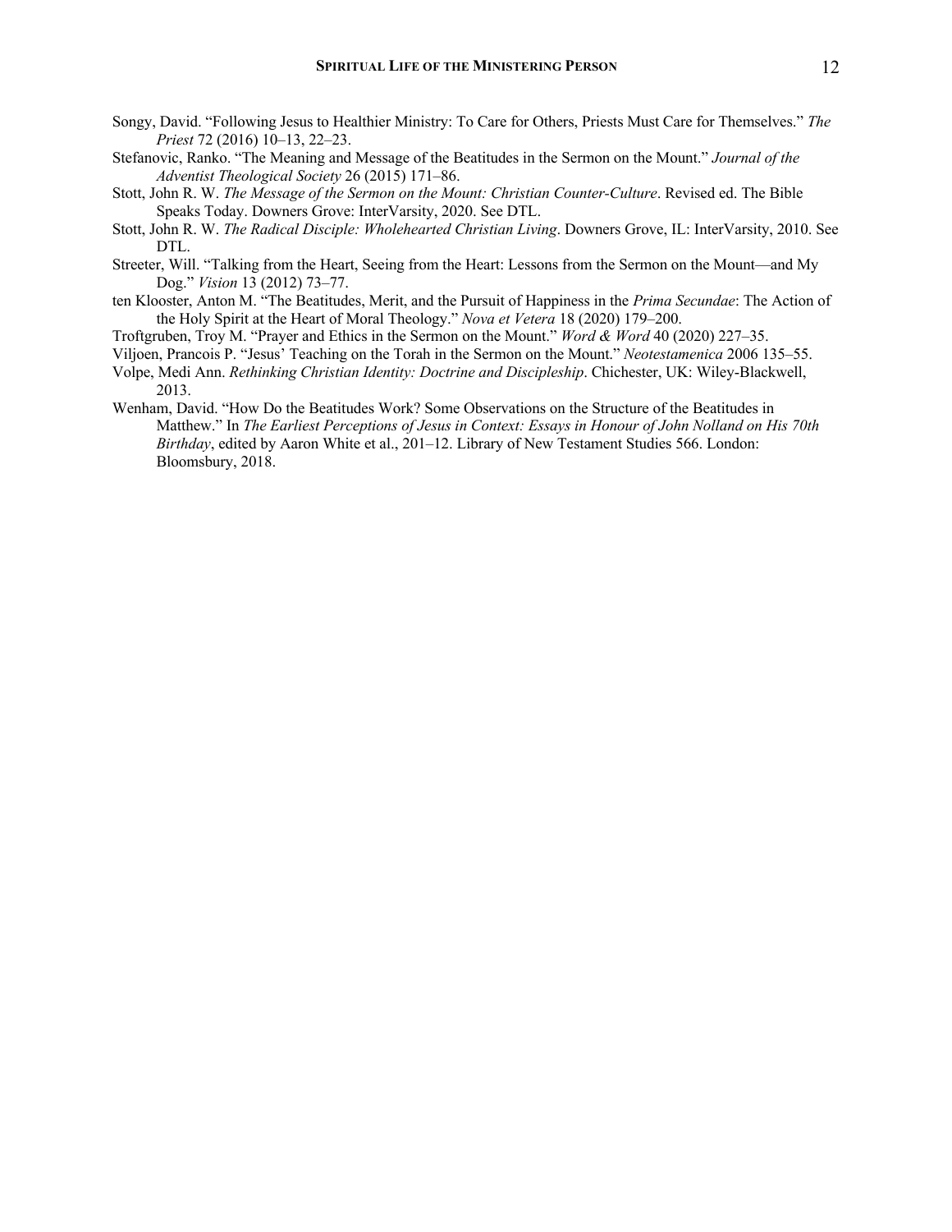Songy, David. "Following Jesus to Healthier Ministry: To Care for Others, Priests Must Care for Themselves." *The Priest* 72 (2016) 10–13, 22–23.

Stefanovic, Ranko. "The Meaning and Message of the Beatitudes in the Sermon on the Mount." *Journal of the Adventist Theological Society* 26 (2015) 171–86.

Stott, John R. W. *The Message of the Sermon on the Mount: Christian Counter-Culture*. Revised ed. The Bible Speaks Today. Downers Grove: InterVarsity, 2020. See DTL.

Stott, John R. W. *The Radical Disciple: Wholehearted Christian Living*. Downers Grove, IL: InterVarsity, 2010. See DTL.

Streeter, Will. "Talking from the Heart, Seeing from the Heart: Lessons from the Sermon on the Mount—and My Dog." *Vision* 13 (2012) 73–77.

ten Klooster, Anton M. "The Beatitudes, Merit, and the Pursuit of Happiness in the *Prima Secundae*: The Action of the Holy Spirit at the Heart of Moral Theology." *Nova et Vetera* 18 (2020) 179–200.

Troftgruben, Troy M. "Prayer and Ethics in the Sermon on the Mount." *Word & Word* 40 (2020) 227–35.

Viljoen, Francois P. "Jesus' Teaching on the Torah in the Sermon on the Mount." *Neotestamenica* 2006 135–55.

Volpe, Medi Ann. *Rethinking Christian Identity: Doctrine and Discipleship*. Chichester, UK: Wiley-Blackwell, 2013.

Wenham, David. "How Do the Beatitudes Work? Some Observations on the Structure of the Beatitudes in Matthew." In *The Earliest Perceptions of Jesus in Context: Essays in Honour of John Nolland on His 70th Birthday*, edited by Aaron White et al., 201–12. Library of New Testament Studies 566. London: Bloomsbury, 2018.